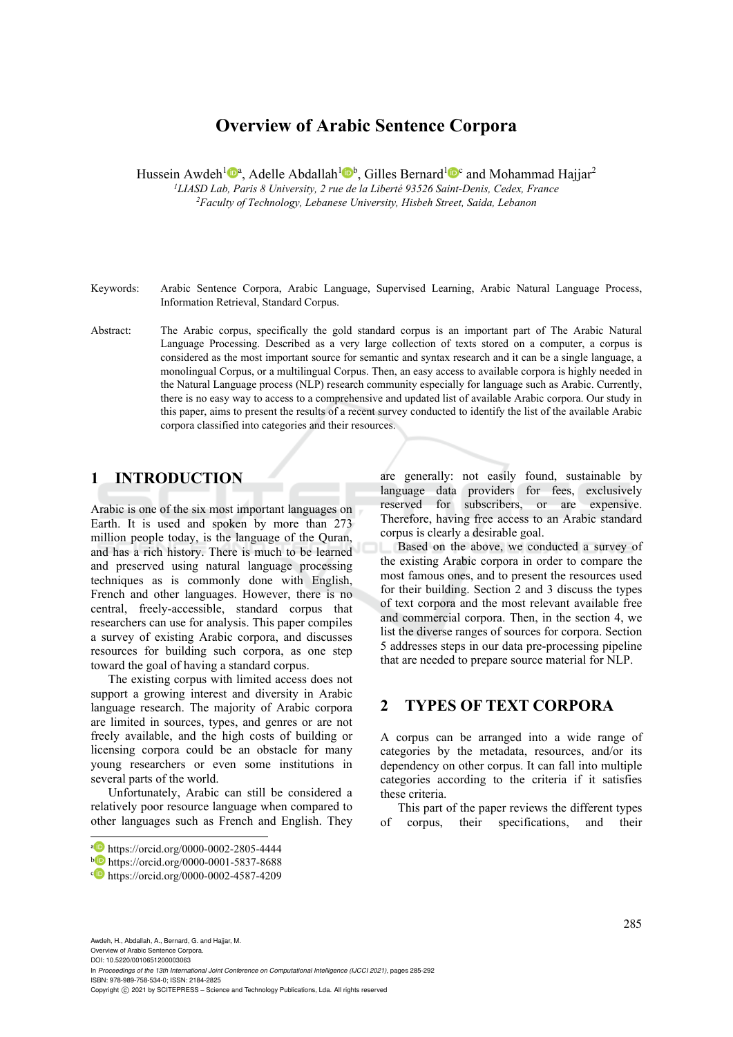# Overview of Arabic Sentence Corpora

Hussein Awdeh[1][a], Adelle Abdallah[1][b], Gilles Bernard[1][c] and Mohammad Hajjar[2]

[1]*LIASD Lab, Paris 8 University, 2 rue de la Liberté 93526 Saint-Denis, Cedex, France*
[2]*Faculty of Technology, Lebanese University, Hisbeh Street, Saida, Lebanon*

Keywords: Arabic Sentence Corpora, Arabic Language, Supervised Learning, Arabic Natural Language Process, Information Retrieval, Standard Corpus.

Abstract: The Arabic corpus, specifically the gold standard corpus is an important part of The Arabic Natural Language Processing. Described as a very large collection of texts stored on a computer, a corpus is considered as the most important source for semantic and syntax research and it can be a single language, a monolingual Corpus, or a multilingual Corpus. Then, an easy access to available corpora is highly needed in the Natural Language process (NLP) research community especially for language such as Arabic. Currently, there is no easy way to access to a comprehensive and updated list of available Arabic corpora. Our study in this paper, aims to present the results of a recent survey conducted to identify the list of the available Arabic corpora classified into categories and their resources.

## 1 INTRODUCTION

Arabic is one of the six most important languages on Earth. It is used and spoken by more than 273 million people today, is the language of the Quran, and has a rich history. There is much to be learned and preserved using natural language processing techniques as is commonly done with English, French and other languages. However, there is no central, freely-accessible, standard corpus that researchers can use for analysis. This paper compiles a survey of existing Arabic corpora, and discusses resources for building such corpora, as one step toward the goal of having a standard corpus.

The existing corpus with limited access does not support a growing interest and diversity in Arabic language research. The majority of Arabic corpora are limited in sources, types, and genres or are not freely available, and the high costs of building or licensing corpora could be an obstacle for many young researchers or even some institutions in several parts of the world.

Unfortunately, Arabic can still be considered a relatively poor resource language when compared to other languages such as French and English. They are generally: not easily found, sustainable by language data providers for fees, exclusively reserved for subscribers, or are expensive. Therefore, having free access to an Arabic standard corpus is clearly a desirable goal.

Based on the above, we conducted a survey of the existing Arabic corpora in order to compare the most famous ones, and to present the resources used for their building. Section 2 and 3 discuss the types of text corpora and the most relevant available free and commercial corpora. Then, in the section 4, we list the diverse ranges of sources for corpora. Section 5 addresses steps in our data pre-processing pipeline that are needed to prepare source material for NLP.

## 2 TYPES OF TEXT CORPORA

A corpus can be arranged into a wide range of categories by the metadata, resources, and/or its dependency on other corpus. It can fall into multiple categories according to the criteria if it satisfies these criteria.

This part of the paper reviews the different types of corpus, their specifications, and their

[a] https://orcid.org/0000-0002-2805-4444
[b] https://orcid.org/0000-0001-5837-8688
[c] https://orcid.org/0000-0002-4587-4209

Awdeh, H., Abdallah, A., Bernard, G. and Hajjar, M.
Overview of Arabic Sentence Corpora.
DOI: 10.5220/0010651200003063
In *Proceedings of the 13th International Joint Conference on Computational Intelligence (IJCCI 2021)*, pages 285-292
ISBN: 978-989-758-534-0; ISSN: 2184-2825
Copyright © 2021 by SCITEPRESS – Science and Technology Publications, Lda. All rights reserved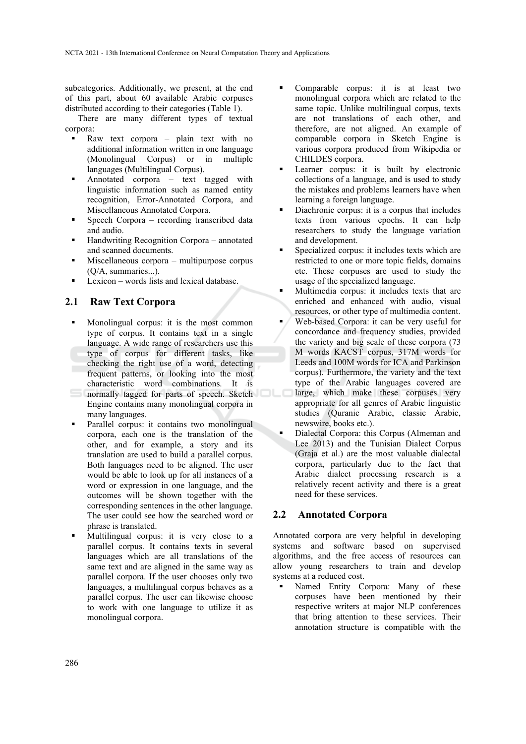subcategories. Additionally, we present, at the end of this part, about 60 available Arabic corpuses distributed according to their categories (Table 1).

There are many different types of textual corpora:

- Raw text corpora – plain text with no additional information written in one language (Monolingual Corpus) or in multiple languages (Multilingual Corpus).
- Annotated corpora – text tagged with linguistic information such as named entity recognition, Error-Annotated Corpora, and Miscellaneous Annotated Corpora.
- Speech Corpora – recording transcribed data and audio.
- Handwriting Recognition Corpora – annotated and scanned documents.
- Miscellaneous corpora – multipurpose corpus (Q/A, summaries...).
- Lexicon – words lists and lexical database.

## 2.1 Raw Text Corpora

- Monolingual corpus: it is the most common type of corpus. It contains text in a single language. A wide range of researchers use this type of corpus for different tasks, like checking the right use of a word, detecting frequent patterns, or looking into the most characteristic word combinations. It is normally tagged for parts of speech. Sketch Engine contains many monolingual corpora in many languages.
- Parallel corpus: it contains two monolingual corpora, each one is the translation of the other, and for example, a story and its translation are used to build a parallel corpus. Both languages need to be aligned. The user would be able to look up for all instances of a word or expression in one language, and the outcomes will be shown together with the corresponding sentences in the other language. The user could see how the searched word or phrase is translated.
- Multilingual corpus: it is very close to a parallel corpus. It contains texts in several languages which are all translations of the same text and are aligned in the same way as parallel corpora. If the user chooses only two languages, a multilingual corpus behaves as a parallel corpus. The user can likewise choose to work with one language to utilize it as monolingual corpora.
- Comparable corpus: it is at least two monolingual corpora which are related to the same topic. Unlike multilingual corpus, texts are not translations of each other, and therefore, are not aligned. An example of comparable corpora in Sketch Engine is various corpora produced from Wikipedia or CHILDES corpora.
- Learner corpus: it is built by electronic collections of a language, and is used to study the mistakes and problems learners have when learning a foreign language.
- Diachronic corpus: it is a corpus that includes texts from various epochs. It can help researchers to study the language variation and development.
- Specialized corpus: it includes texts which are restricted to one or more topic fields, domains etc. These corpuses are used to study the usage of the specialized language.
- Multimedia corpus: it includes texts that are enriched and enhanced with audio, visual resources, or other type of multimedia content.
- Web-based Corpora: it can be very useful for concordance and frequency studies, provided the variety and big scale of these corpora (73 M words KACST corpus, 317M words for Leeds and 100M words for ICA and Parkinson corpus). Furthermore, the variety and the text type of the Arabic languages covered are large, which make these corpuses very appropriate for all genres of Arabic linguistic studies (Quranic Arabic, classic Arabic, newswire, books etc.).
- Dialectal Corpora: this Corpus (Almeman and Lee 2013) and the Tunisian Dialect Corpus (Graja et al.) are the most valuable dialectal corpora, particularly due to the fact that Arabic dialect processing research is a relatively recent activity and there is a great need for these services.

## 2.2 Annotated Corpora

Annotated corpora are very helpful in developing systems and software based on supervised algorithms, and the free access of resources can allow young researchers to train and develop systems at a reduced cost.

- Named Entity Corpora: Many of these corpuses have been mentioned by their respective writers at major NLP conferences that bring attention to these services. Their annotation structure is compatible with the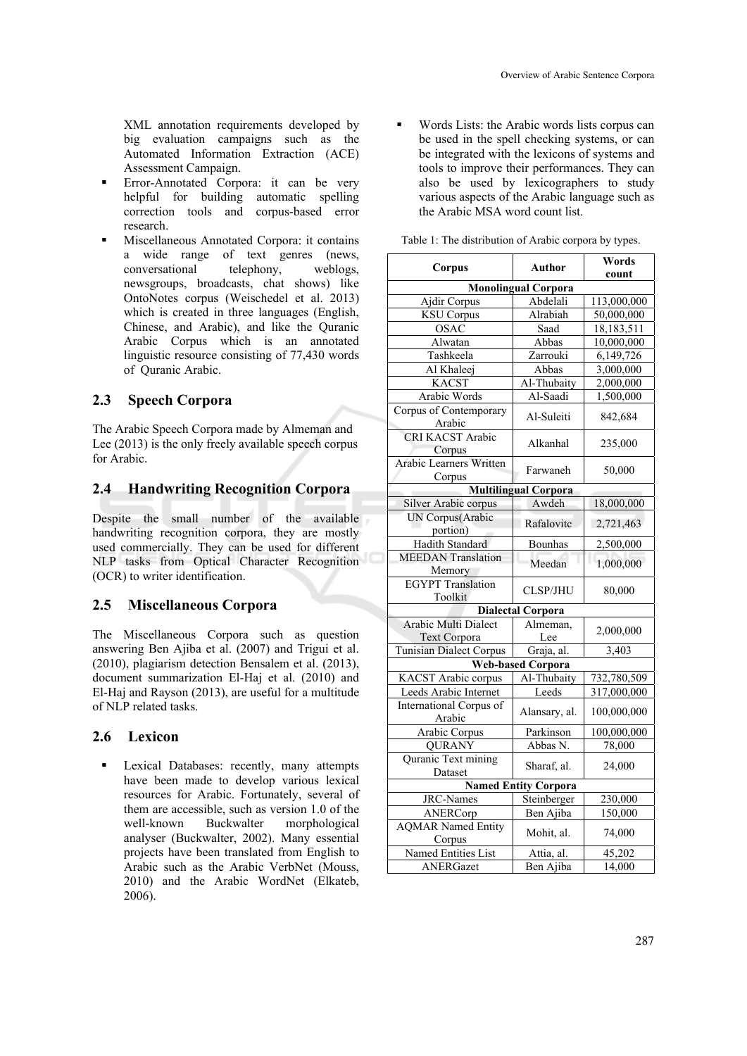XML annotation requirements developed by big evaluation campaigns such as the Automated Information Extraction (ACE) Assessment Campaign.

- Error-Annotated Corpora: it can be very helpful for building automatic spelling correction tools and corpus-based error research.
- Miscellaneous Annotated Corpora: it contains a wide range of text genres (news, conversational telephony, weblogs, newsgroups, broadcasts, chat shows) like OntoNotes corpus (Weischedel et al. 2013) which is created in three languages (English, Chinese, and Arabic), and like the Quranic Arabic Corpus which is an annotated linguistic resource consisting of 77,430 words of Quranic Arabic.

## 2.3 Speech Corpora

The Arabic Speech Corpora made by Almeman and Lee (2013) is the only freely available speech corpus for Arabic.

## 2.4 Handwriting Recognition Corpora

Despite the small number of the available handwriting recognition corpora, they are mostly used commercially. They can be used for different NLP tasks from Optical Character Recognition (OCR) to writer identification.

## 2.5 Miscellaneous Corpora

The Miscellaneous Corpora such as question answering Ben Ajiba et al. (2007) and Trigui et al. (2010), plagiarism detection Bensalem et al. (2013), document summarization El-Haj et al. (2010) and El-Haj and Rayson (2013), are useful for a multitude of NLP related tasks.

## 2.6 Lexicon

- Lexical Databases: recently, many attempts have been made to develop various lexical resources for Arabic. Fortunately, several of them are accessible, such as version 1.0 of the well-known Buckwalter morphological analyser (Buckwalter, 2002). Many essential projects have been translated from English to Arabic such as the Arabic VerbNet (Mouss, 2010) and the Arabic WordNet (Elkateb, 2006).
- Words Lists: the Arabic words lists corpus can be used in the spell checking systems, or can be integrated with the lexicons of systems and tools to improve their performances. They can also be used by lexicographers to study various aspects of the Arabic language such as the Arabic MSA word count list.

Table 1: The distribution of Arabic corpora by types.

| Corpus | Author | Words count |
|---|---|---|
| **Monolingual Corpora** | | |
| Ajdir Corpus | Abdelali | 113,000,000 |
| KSU Corpus | Alrabiah | 50,000,000 |
| OSAC | Saad | 18,183,511 |
| Alwatan | Abbas | 10,000,000 |
| Tashkeela | Zarrouki | 6,149,726 |
| Al Khaleej | Abbas | 3,000,000 |
| KACST | Al-Thubaity | 2,000,000 |
| Arabic Words | Al-Saadi | 1,500,000 |
| Corpus of Contemporary Arabic | Al-Suleiti | 842,684 |
| CRI KACST Arabic Corpus | Alkanhal | 235,000 |
| Arabic Learners Written Corpus | Farwaneh | 50,000 |
| **Multilingual Corpora** | | |
| Silver Arabic corpus | Awdeh | 18,000,000 |
| UN Corpus(Arabic portion) | Rafalovitc | 2,721,463 |
| Hadith Standard | Bounhas | 2,500,000 |
| MEEDAN Translation Memory | Meedan | 1,000,000 |
| EGYPT Translation Toolkit | CLSP/JHU | 80,000 |
| **Dialectal Corpora** | | |
| Arabic Multi Dialect Text Corpora | Almeman, Lee | 2,000,000 |
| Tunisian Dialect Corpus | Graja, al. | 3,403 |
| **Web-based Corpora** | | |
| KACST Arabic corpus | Al-Thubaity | 732,780,509 |
| Leeds Arabic Internet | Leeds | 317,000,000 |
| International Corpus of Arabic | Alansary, al. | 100,000,000 |
| Arabic Corpus | Parkinson | 100,000,000 |
| QURANY | Abbas N. | 78,000 |
| Quranic Text mining Dataset | Sharaf, al. | 24,000 |
| **Named Entity Corpora** | | |
| JRC-Names | Steinberger | 230,000 |
| ANERCorp | Ben Ajiba | 150,000 |
| AQMAR Named Entity Corpus | Mohit, al. | 74,000 |
| Named Entities List | Attia, al. | 45,202 |
| ANERGazet | Ben Ajiba | 14,000 |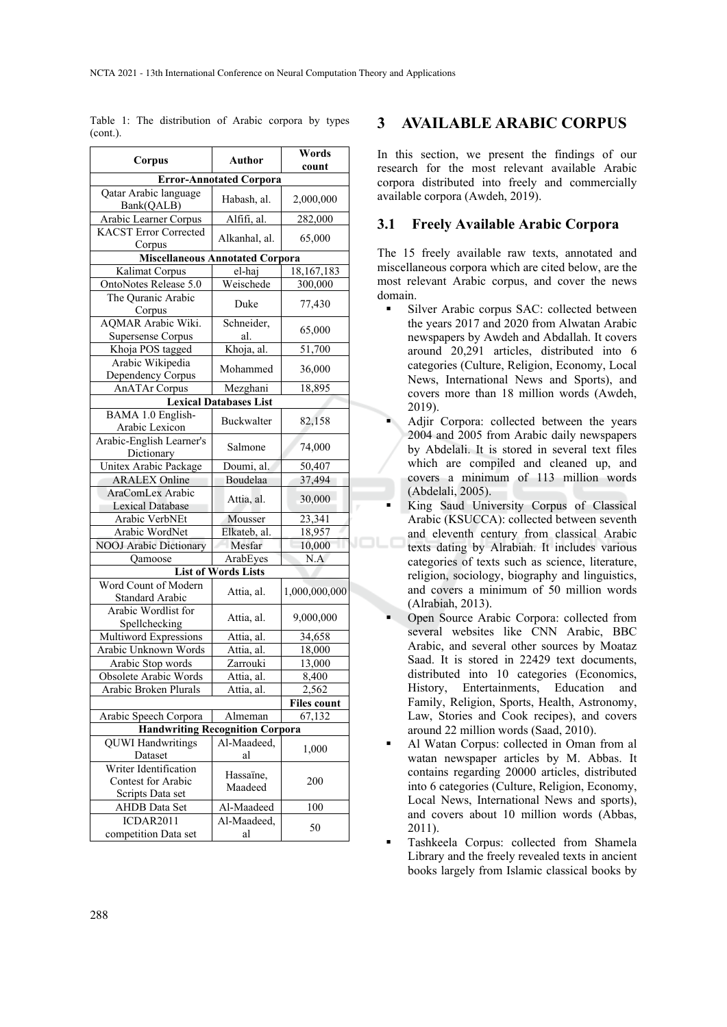Table 1: The distribution of Arabic corpora by types (cont.).

| Corpus | Author | Words count |
|---|---|---|
| **Error-Annotated Corpora** | | |
| Qatar Arabic language Bank(QALB) | Habash, al. | 2,000,000 |
| Arabic Learner Corpus | Alfifi, al. | 282,000 |
| KACST Error Corrected Corpus | Alkanhal, al. | 65,000 |
| **Miscellaneous Annotated Corpora** | | |
| Kalimat Corpus | el-haj | 18,167,183 |
| OntoNotes Release 5.0 | Weischede | 300,000 |
| The Quranic Arabic Corpus | Duke | 77,430 |
| AQMAR Arabic Wiki. Supersense Corpus | Schneider, al. | 65,000 |
| Khoja POS tagged | Khoja, al. | 51,700 |
| Arabic Wikipedia Dependency Corpus | Mohammed | 36,000 |
| AnATAr Corpus | Mezghani | 18,895 |
| **Lexical Databases List** | | |
| BAMA 1.0 English-Arabic Lexicon | Buckwalter | 82,158 |
| Arabic-English Learner's Dictionary | Salmone | 74,000 |
| Unitex Arabic Package | Doumi, al. | 50,407 |
| ARALEX Online | Boudelaa | 37,494 |
| AraComLex Arabic Lexical Database | Attia, al. | 30,000 |
| Arabic VerbNEt | Mousser | 23,341 |
| Arabic WordNet | Elkateb, al. | 18,957 |
| NOOJ Arabic Dictionary | Mesfar | 10,000 |
| Qamoose | ArabEyes | N.A |
| **List of Words Lists** | | |
| Word Count of Modern Standard Arabic | Attia, al. | 1,000,000,000 |
| Arabic Wordlist for Spellchecking | Attia, al. | 9,000,000 |
| Multiword Expressions | Attia, al. | 34,658 |
| Arabic Unknown Words | Attia, al. | 18,000 |
| Arabic Stop words | Zarrouki | 13,000 |
| Obsolete Arabic Words | Attia, al. | 8,400 |
| Arabic Broken Plurals | Attia, al. | 2,562 |
| | | **Files count** |
| Arabic Speech Corpora | Almeman | 67,132 |
| **Handwriting Recognition Corpora** | | |
| QUWI Handwritings Dataset | Al-Maadeed, al | 1,000 |
| Writer Identification Contest for Arabic Scripts Data set | Hassaïne, Maadeed | 200 |
| AHDB Data Set | Al-Maadeed | 100 |
| ICDAR2011 competition Data set | Al-Maadeed, al | 50 |

## 3 AVAILABLE ARABIC CORPUS

In this section, we present the findings of our research for the most relevant available Arabic corpora distributed into freely and commercially available corpora (Awdeh, 2019).

### 3.1 Freely Available Arabic Corpora

The 15 freely available raw texts, annotated and miscellaneous corpora which are cited below, are the most relevant Arabic corpus, and cover the news domain.

- Silver Arabic corpus SAC: collected between the years 2017 and 2020 from Alwatan Arabic newspapers by Awdeh and Abdallah. It covers around 20,291 articles, distributed into 6 categories (Culture, Religion, Economy, Local News, International News and Sports), and covers more than 18 million words (Awdeh, 2019).
- Adjir Corpora: collected between the years 2004 and 2005 from Arabic daily newspapers by Abdelali. It is stored in several text files which are compiled and cleaned up, and covers a minimum of 113 million words (Abdelali, 2005).
- King Saud University Corpus of Classical Arabic (KSUCCA): collected between seventh and eleventh century from classical Arabic texts dating by Alrabiah. It includes various categories of texts such as science, literature, religion, sociology, biography and linguistics, and covers a minimum of 50 million words (Alrabiah, 2013).
- Open Source Arabic Corpora: collected from several websites like CNN Arabic, BBC Arabic, and several other sources by Moataz Saad. It is stored in 22429 text documents, distributed into 10 categories (Economics, History, Entertainments, Education and Family, Religion, Sports, Health, Astronomy, Law, Stories and Cook recipes), and covers around 22 million words (Saad, 2010).
- Al Watan Corpus: collected in Oman from al watan newspaper articles by M. Abbas. It contains regarding 20000 articles, distributed into 6 categories (Culture, Religion, Economy, Local News, International News and sports), and covers about 10 million words (Abbas, 2011).
- Tashkeela Corpus: collected from Shamela Library and the freely revealed texts in ancient books largely from Islamic classical books by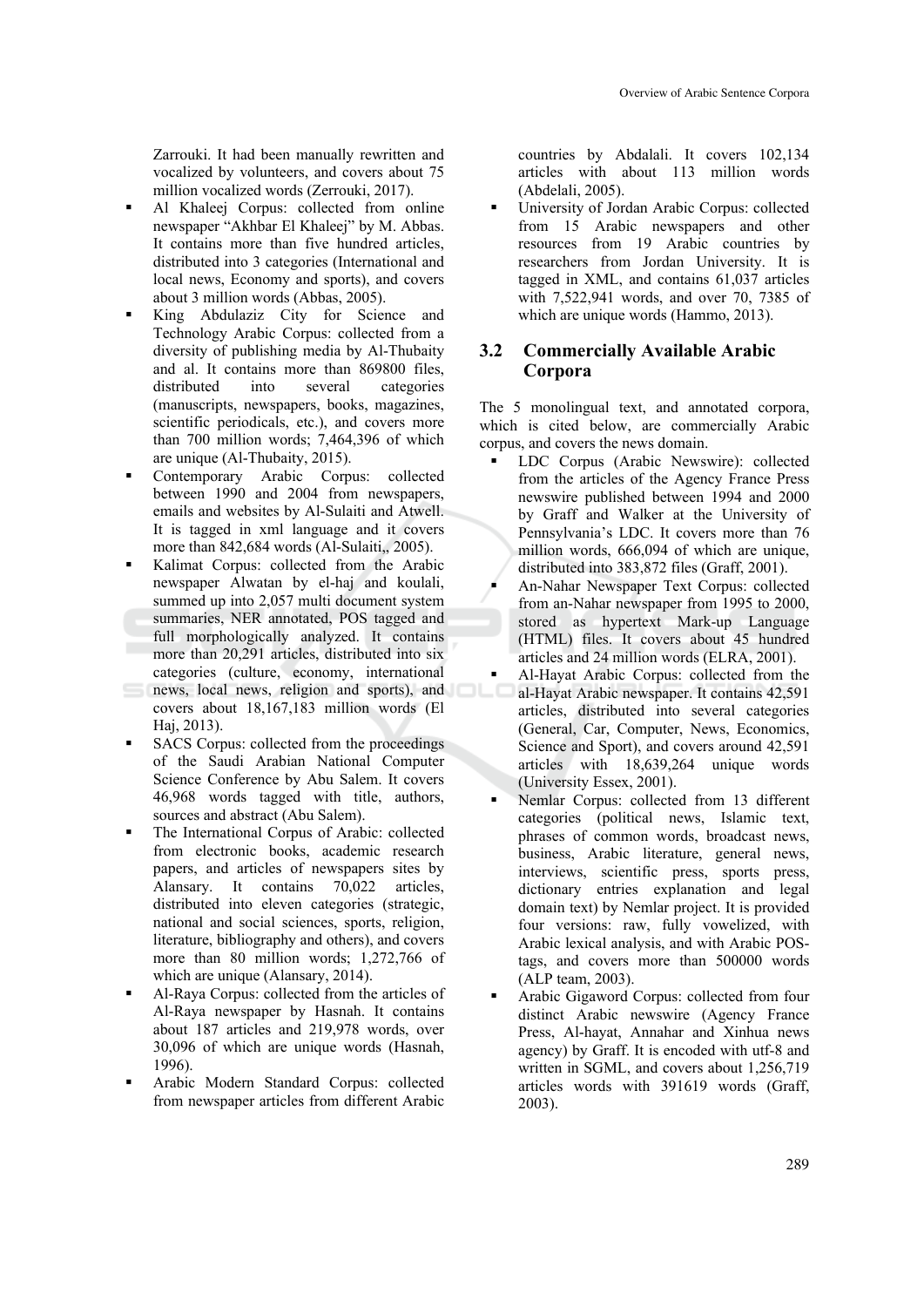Zarrouki. It had been manually rewritten and vocalized by volunteers, and covers about 75 million vocalized words (Zerrouki, 2017).

- Al Khaleej Corpus: collected from online newspaper "Akhbar El Khaleej" by M. Abbas. It contains more than five hundred articles, distributed into 3 categories (International and local news, Economy and sports), and covers about 3 million words (Abbas, 2005).
- King Abdulaziz City for Science and Technology Arabic Corpus: collected from a diversity of publishing media by Al-Thubaity and al. It contains more than 869800 files, distributed into several categories (manuscripts, newspapers, books, magazines, scientific periodicals, etc.), and covers more than 700 million words; 7,464,396 of which are unique (Al-Thubaity, 2015).
- Contemporary Arabic Corpus: collected between 1990 and 2004 from newspapers, emails and websites by Al-Sulaiti and Atwell. It is tagged in xml language and it covers more than 842,684 words (Al-Sulaiti,, 2005).
- Kalimat Corpus: collected from the Arabic newspaper Alwatan by el-haj and koulali, summed up into 2,057 multi document system summaries, NER annotated, POS tagged and full morphologically analyzed. It contains more than 20,291 articles, distributed into six categories (culture, economy, international news, local news, religion and sports), and covers about 18,167,183 million words (El Haj, 2013).
- SACS Corpus: collected from the proceedings of the Saudi Arabian National Computer Science Conference by Abu Salem. It covers 46,968 words tagged with title, authors, sources and abstract (Abu Salem).
- The International Corpus of Arabic: collected from electronic books, academic research papers, and articles of newspapers sites by Alansary. It contains 70,022 articles, distributed into eleven categories (strategic, national and social sciences, sports, religion, literature, bibliography and others), and covers more than 80 million words; 1,272,766 of which are unique (Alansary, 2014).
- Al-Raya Corpus: collected from the articles of Al-Raya newspaper by Hasnah. It contains about 187 articles and 219,978 words, over 30,096 of which are unique words (Hasnah, 1996).
- Arabic Modern Standard Corpus: collected from newspaper articles from different Arabic countries by Abdalali. It covers 102,134 articles with about 113 million words (Abdelali, 2005).
- University of Jordan Arabic Corpus: collected from 15 Arabic newspapers and other resources from 19 Arabic countries by researchers from Jordan University. It is tagged in XML, and contains 61,037 articles with 7,522,941 words, and over 70, 7385 of which are unique words (Hammo, 2013).

### 3.2 Commercially Available Arabic Corpora

The 5 monolingual text, and annotated corpora, which is cited below, are commercially Arabic corpus, and covers the news domain.

- LDC Corpus (Arabic Newswire): collected from the articles of the Agency France Press newswire published between 1994 and 2000 by Graff and Walker at the University of Pennsylvania's LDC. It covers more than 76 million words, 666,094 of which are unique, distributed into 383,872 files (Graff, 2001).
- An-Nahar Newspaper Text Corpus: collected from an-Nahar newspaper from 1995 to 2000, stored as hypertext Mark-up Language (HTML) files. It covers about 45 hundred articles and 24 million words (ELRA, 2001).
- Al-Hayat Arabic Corpus: collected from the al-Hayat Arabic newspaper. It contains 42,591 articles, distributed into several categories (General, Car, Computer, News, Economics, Science and Sport), and covers around 42,591 articles with 18,639,264 unique words (University Essex, 2001).
- Nemlar Corpus: collected from 13 different categories (political news, Islamic text, phrases of common words, broadcast news, business, Arabic literature, general news, interviews, scientific press, sports press, dictionary entries explanation and legal domain text) by Nemlar project. It is provided four versions: raw, fully vowelized, with Arabic lexical analysis, and with Arabic POS-tags, and covers more than 500000 words (ALP team, 2003).
- Arabic Gigaword Corpus: collected from four distinct Arabic newswire (Agency France Press, Al-hayat, Annahar and Xinhua news agency) by Graff. It is encoded with utf-8 and written in SGML, and covers about 1,256,719 articles words with 391619 words (Graff, 2003).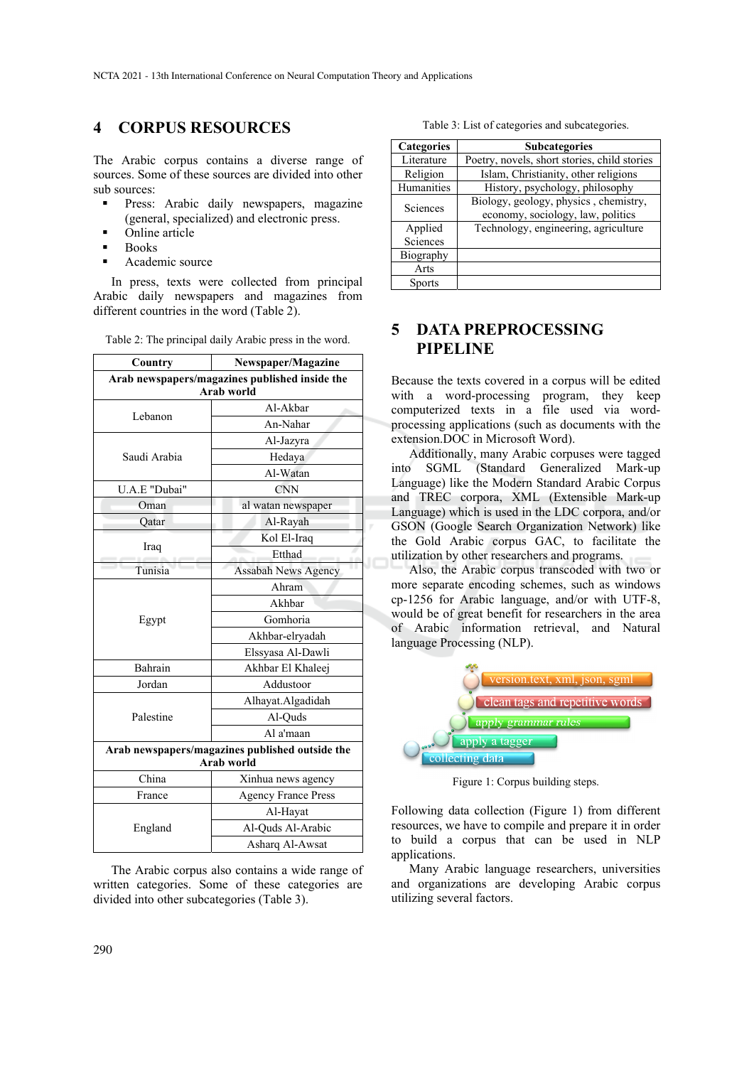## 4 CORPUS RESOURCES

The Arabic corpus contains a diverse range of sources. Some of these sources are divided into other sub sources:

- Press: Arabic daily newspapers, magazine (general, specialized) and electronic press.
- Online article
- Books
- Academic source

In press, texts were collected from principal Arabic daily newspapers and magazines from different countries in the word (Table 2).

Table 2: The principal daily Arabic press in the word.

| Country | Newspaper/Magazine |
|---|---|
| **Arab newspapers/magazines published inside the Arab world** | |
| Lebanon | Al-Akbar |
| | An-Nahar |
| Saudi Arabia | Al-Jazyra |
| | Hedaya |
| | Al-Watan |
| U.A.E "Dubai" | CNN |
| Oman | al watan newspaper |
| Qatar | Al-Rayah |
| Iraq | Kol El-Iraq |
| | Etthad |
| Tunisia | Assabah News Agency |
| Egypt | Ahram |
| | Akhbar |
| | Gomhoria |
| | Akhbar-elryadah |
| | Elssyasa Al-Dawli |
| Bahrain | Akhbar El Khaleej |
| Jordan | Addustoor |
| Palestine | Alhayat.Algadidah |
| | Al-Quds |
| | Al a'maan |
| **Arab newspapers/magazines published outside the Arab world** | |
| China | Xinhua news agency |
| France | Agency France Press |
| England | Al-Hayat |
| | Al-Quds Al-Arabic |
| | Asharq Al-Awsat |

The Arabic corpus also contains a wide range of written categories. Some of these categories are divided into other subcategories (Table 3).

Table 3: List of categories and subcategories.

| Categories | Subcategories |
|---|---|
| Literature | Poetry, novels, short stories, child stories |
| Religion | Islam, Christianity, other religions |
| Humanities | History, psychology, philosophy |
| Sciences | Biology, geology, physics , chemistry, economy, sociology, law, politics |
| Applied Sciences | Technology, engineering, agriculture |
| Biography | |
| Arts | |
| Sports | |

## 5 DATA PREPROCESSING PIPELINE

Because the texts covered in a corpus will be edited with a word-processing program, they keep computerized texts in a file used via word-processing applications (such as documents with the extension.DOC in Microsoft Word).

Additionally, many Arabic corpuses were tagged into SGML (Standard Generalized Mark-up Language) like the Modern Standard Arabic Corpus and TREC corpora, XML (Extensible Mark-up Language) which is used in the LDC corpora, and/or GSON (Google Search Organization Network) like the Gold Arabic corpus GAC, to facilitate the utilization by other researchers and programs.

Also, the Arabic corpus transcoded with two or more separate encoding schemes, such as windows cp-1256 for Arabic language, and/or with UTF-8, would be of great benefit for researchers in the area of Arabic information retrieval, and Natural language Processing (NLP).

version.text, xml, json, sgml

clean tags and repetitive words

apply grammar rules

apply a tagger

collecting data

Figure 1: Corpus building steps.

Following data collection (Figure 1) from different resources, we have to compile and prepare it in order to build a corpus that can be used in NLP applications.

Many Arabic language researchers, universities and organizations are developing Arabic corpus utilizing several factors.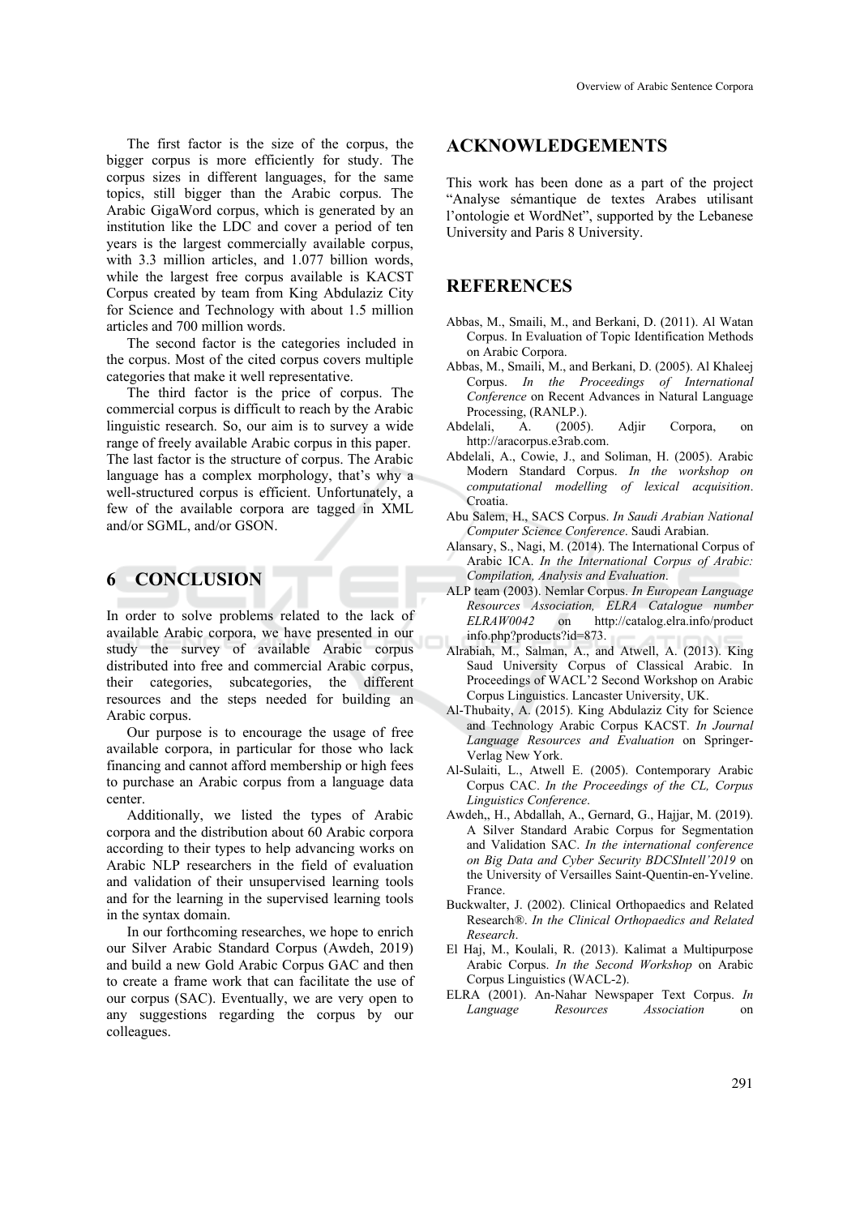The first factor is the size of the corpus, the bigger corpus is more efficiently for study. The corpus sizes in different languages, for the same topics, still bigger than the Arabic corpus. The Arabic GigaWord corpus, which is generated by an institution like the LDC and cover a period of ten years is the largest commercially available corpus, with 3.3 million articles, and 1.077 billion words, while the largest free corpus available is KACST Corpus created by team from King Abdulaziz City for Science and Technology with about 1.5 million articles and 700 million words.

The second factor is the categories included in the corpus. Most of the cited corpus covers multiple categories that make it well representative.

The third factor is the price of corpus. The commercial corpus is difficult to reach by the Arabic linguistic research. So, our aim is to survey a wide range of freely available Arabic corpus in this paper. The last factor is the structure of corpus. The Arabic language has a complex morphology, that's why a well-structured corpus is efficient. Unfortunately, a few of the available corpora are tagged in XML and/or SGML, and/or GSON.

## 6 CONCLUSION

In order to solve problems related to the lack of available Arabic corpora, we have presented in our study the survey of available Arabic corpus distributed into free and commercial Arabic corpus, their categories, subcategories, the different resources and the steps needed for building an Arabic corpus.

Our purpose is to encourage the usage of free available corpora, in particular for those who lack financing and cannot afford membership or high fees to purchase an Arabic corpus from a language data center.

Additionally, we listed the types of Arabic corpora and the distribution about 60 Arabic corpora according to their types to help advancing works on Arabic NLP researchers in the field of evaluation and validation of their unsupervised learning tools and for the learning in the supervised learning tools in the syntax domain.

In our forthcoming researches, we hope to enrich our Silver Arabic Standard Corpus (Awdeh, 2019) and build a new Gold Arabic Corpus GAC and then to create a frame work that can facilitate the use of our corpus (SAC). Eventually, we are very open to any suggestions regarding the corpus by our colleagues.

## ACKNOWLEDGEMENTS

This work has been done as a part of the project "Analyse sémantique de textes Arabes utilisant l'ontologie et WordNet", supported by the Lebanese University and Paris 8 University.

## REFERENCES

Abbas, M., Smaili, M., and Berkani, D. (2011). Al Watan Corpus. In Evaluation of Topic Identification Methods on Arabic Corpora.

Abbas, M., Smaili, M., and Berkani, D. (2005). Al Khaleej Corpus. *In the Proceedings of International Conference* on Recent Advances in Natural Language Processing, (RANLP.).

Abdelali, A. (2005). Adjir Corpora, on http://aracorpus.e3rab.com.

Abdelali, A., Cowie, J., and Soliman, H. (2005). Arabic Modern Standard Corpus. *In the workshop on computational modelling of lexical acquisition*. Croatia.

Abu Salem, H., SACS Corpus. *In Saudi Arabian National Computer Science Conference*. Saudi Arabian.

Alansary, S., Nagi, M. (2014). The International Corpus of Arabic ICA. *In the International Corpus of Arabic: Compilation, Analysis and Evaluation*.

ALP team (2003). Nemlar Corpus. *In European Language Resources Association, ELRA Catalogue number ELRAW0042* on http://catalog.elra.info/product info.php?products?id=873.

Alrabiah, M., Salman, A., and Atwell, A. (2013). King Saud University Corpus of Classical Arabic. In Proceedings of WACL'2 Second Workshop on Arabic Corpus Linguistics. Lancaster University, UK.

Al-Thubaity, A. (2015). King Abdulaziz City for Science and Technology Arabic Corpus KACST. *In Journal Language Resources and Evaluation* on Springer-Verlag New York.

Al-Sulaiti, L., Atwell E. (2005). Contemporary Arabic Corpus CAC. *In the Proceedings of the CL, Corpus Linguistics Conference*.

Awdeh,, H., Abdallah, A., Gernard, G., Hajjar, M. (2019). A Silver Standard Arabic Corpus for Segmentation and Validation SAC. *In the international conference on Big Data and Cyber Security BDCSIntell'2019* on the University of Versailles Saint-Quentin-en-Yveline. France.

Buckwalter, J. (2002). Clinical Orthopaedics and Related Research®. *In the Clinical Orthopaedics and Related Research*.

El Haj, M., Koulali, R. (2013). Kalimat a Multipurpose Arabic Corpus. *In the Second Workshop* on Arabic Corpus Linguistics (WACL-2).

ELRA (2001). An-Nahar Newspaper Text Corpus. *In Language Resources Association* on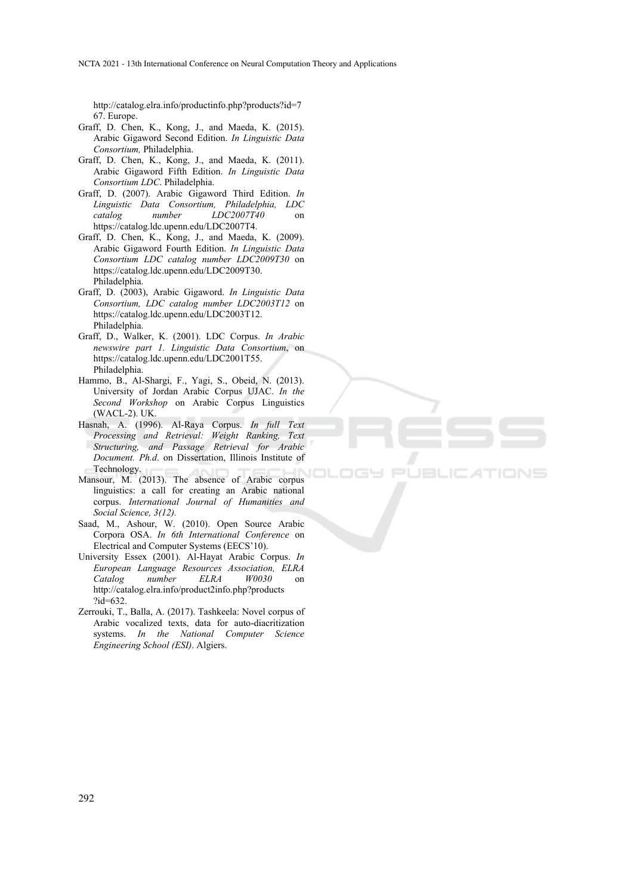http://catalog.elra.info/productinfo.php?products?id=767. Europe.

Graff, D. Chen, K., Kong, J., and Maeda, K. (2015). Arabic Gigaword Second Edition. *In Linguistic Data Consortium,* Philadelphia.

Graff, D. Chen, K., Kong, J., and Maeda, K. (2011). Arabic Gigaword Fifth Edition. *In Linguistic Data Consortium LDC*. Philadelphia.

Graff, D. (2007). Arabic Gigaword Third Edition. *In Linguistic Data Consortium, Philadelphia, LDC catalog number LDC2007T40* on https://catalog.ldc.upenn.edu/LDC2007T4.

Graff, D. Chen, K., Kong, J., and Maeda, K. (2009). Arabic Gigaword Fourth Edition. *In Linguistic Data Consortium LDC catalog number LDC2009T30* on https://catalog.ldc.upenn.edu/LDC2009T30. Philadelphia.

Graff, D. (2003), Arabic Gigaword. *In Linguistic Data Consortium, LDC catalog number LDC2003T12* on https://catalog.ldc.upenn.edu/LDC2003T12. Philadelphia.

Graff, D., Walker, K. (2001). LDC Corpus. *In Arabic newswire part 1. Linguistic Data Consortium*, on https://catalog.ldc.upenn.edu/LDC2001T55. Philadelphia.

Hammo, B., Al-Shargi, F., Yagi, S., Obeid, N. (2013). University of Jordan Arabic Corpus UJAC. *In the Second Workshop* on Arabic Corpus Linguistics (WACL-2). UK.

Hasnah, A. (1996). Al-Raya Corpus. *In full Text Processing and Retrieval: Weight Ranking, Text Structuring, and Passage Retrieval for Arabic Document. Ph.d*. on Dissertation, Illinois Institute of Technology.

Mansour, M. (2013). The absence of Arabic corpus linguistics: a call for creating an Arabic national corpus. *International Journal of Humanities and Social Science, 3(12).*

Saad, M., Ashour, W. (2010). Open Source Arabic Corpora OSA. *In 6th International Conference* on Electrical and Computer Systems (EECS'10).

University Essex (2001). Al-Hayat Arabic Corpus. *In European Language Resources Association, ELRA Catalog number ELRA W0030* on http://catalog.elra.info/product2info.php?products?id=632.

Zerrouki, T., Balla, A. (2017). Tashkeela: Novel corpus of Arabic vocalized texts, data for auto-diacritization systems. *In the National Computer Science Engineering School (ESI)*. Algiers.